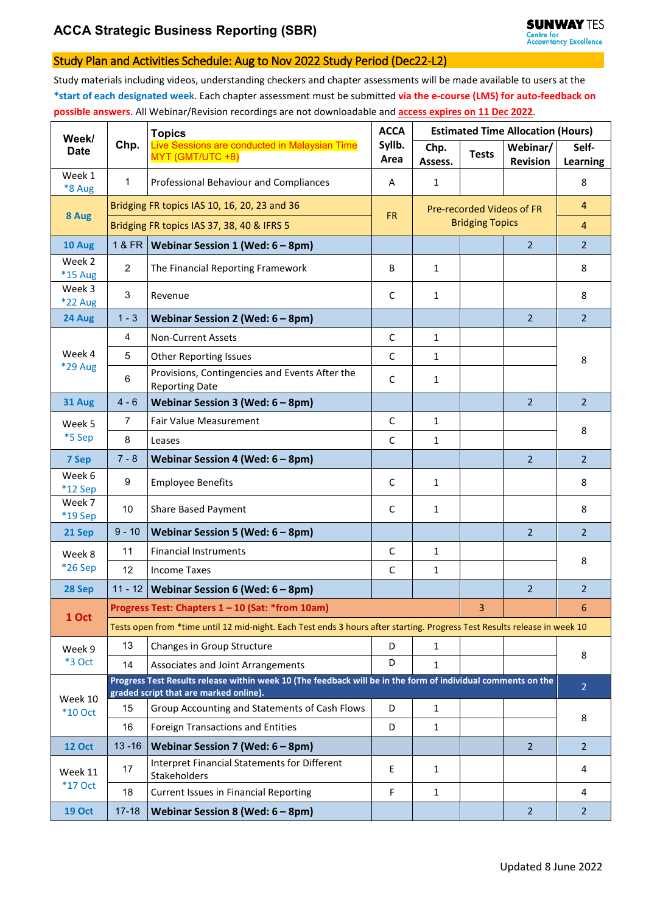# ACCA Strategic Business Reporting (SBR)

SUNWAY TES Centre for Accountancy Excellence

## Study Plan and Activities Schedule: Aug to Nov 2022 Study Period (Dec22-L2)

Study materials including videos, understanding checkers and chapter assessments will be made available to users at the **\*start of each designated week**. Each chapter assessment must be submitted **via the e-course (LMS) for auto-feedback on possible answers**. All Webinar/Revision recordings are not downloadable and **access expires on 11 Dec 2022**.

| Week/ Date | Chp. | Topics (Live Sessions are conducted in Malaysian Time MYT (GMT/UTC +8)) | ACCA Syllb. Area | Estimated Time Allocation (Hours) | | | |
|---|---|---|---|---|---|---|---|
| | | | | Chp. Assess. | Tests | Webinar/ Revision | Self-Learning |
| Week 1 *8 Aug | 1 | Professional Behaviour and Compliances | A | 1 | | | 8 |
| 8 Aug | | Bridging FR topics IAS 10, 16, 20, 23 and 36 | FR | Pre-recorded Videos of FR Bridging Topics | | | 4 |
| | | Bridging FR topics IAS 37, 38, 40 & IFRS 5 | | | | | 4 |
| 10 Aug | 1 & FR | **Webinar Session 1 (Wed: 6 – 8pm)** | | | | 2 | 2 |
| Week 2 *15 Aug | 2 | The Financial Reporting Framework | B | 1 | | | 8 |
| Week 3 *22 Aug | 3 | Revenue | C | 1 | | | 8 |
| 24 Aug | 1 - 3 | **Webinar Session 2 (Wed: 6 – 8pm)** | | | | 2 | 2 |
| Week 4 *29 Aug | 4 | Non-Current Assets | C | 1 | | | 8 |
| | 5 | Other Reporting Issues | C | 1 | | | |
| | 6 | Provisions, Contingencies and Events After the Reporting Date | C | 1 | | | |
| 31 Aug | 4 - 6 | **Webinar Session 3 (Wed: 6 – 8pm)** | | | | 2 | 2 |
| Week 5 *5 Sep | 7 | Fair Value Measurement | C | 1 | | | 8 |
| | 8 | Leases | C | 1 | | | |
| 7 Sep | 7 - 8 | **Webinar Session 4 (Wed: 6 – 8pm)** | | | | 2 | 2 |
| Week 6 *12 Sep | 9 | Employee Benefits | C | 1 | | | 8 |
| Week 7 *19 Sep | 10 | Share Based Payment | C | 1 | | | 8 |
| 21 Sep | 9 - 10 | **Webinar Session 5 (Wed: 6 – 8pm)** | | | | 2 | 2 |
| Week 8 *26 Sep | 11 | Financial Instruments | C | 1 | | | 8 |
| | 12 | Income Taxes | C | 1 | | | |
| 28 Sep | 11 - 12 | **Webinar Session 6 (Wed: 6 – 8pm)** | | | | 2 | 2 |
| 1 Oct | | **Progress Test: Chapters 1 – 10 (Sat: *from 10am)** | | | 3 | | 6 |
| | | Tests open from *time until 12 mid-night. Each Test ends 3 hours after starting. Progress Test Results release in week 10 | | | | | |
| Week 9 *3 Oct | 13 | Changes in Group Structure | D | 1 | | | 8 |
| | 14 | Associates and Joint Arrangements | D | 1 | | | |
| Week 10 *10 Oct | | **Progress Test Results release within week 10 (The feedback will be in the form of individual comments on the graded script that are marked online).** | | | | | 2 |
| | 15 | Group Accounting and Statements of Cash Flows | D | 1 | | | 8 |
| | 16 | Foreign Transactions and Entities | D | 1 | | | |
| 12 Oct | 13 -16 | **Webinar Session 7 (Wed: 6 – 8pm)** | | | | 2 | 2 |
| Week 11 *17 Oct | 17 | Interpret Financial Statements for Different Stakeholders | E | 1 | | | 4 |
| | 18 | Current Issues in Financial Reporting | F | 1 | | | 4 |
| 19 Oct | 17-18 | **Webinar Session 8 (Wed: 6 – 8pm)** | | | | 2 | 2 |

Updated 8 June 2022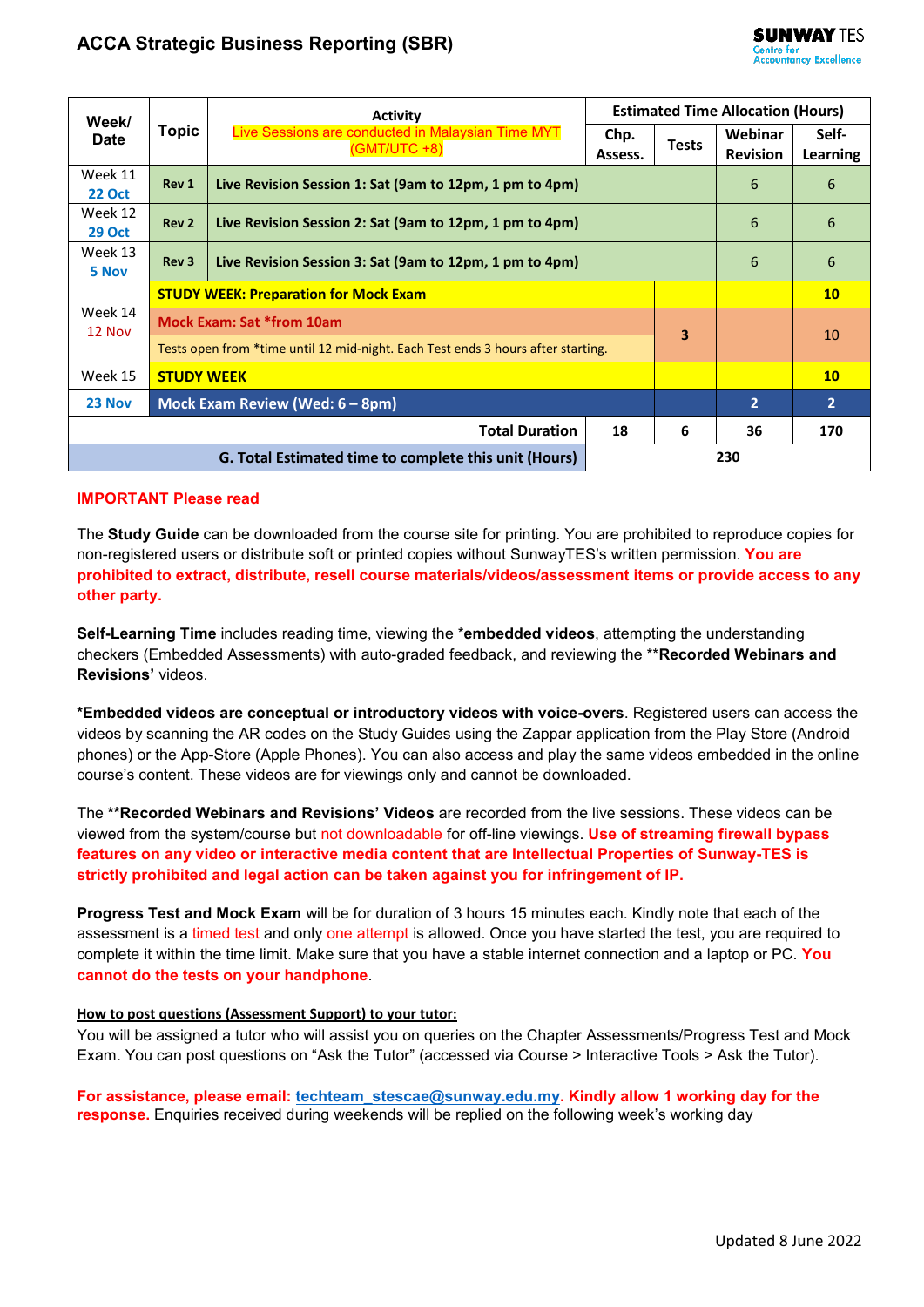## ACCA Strategic Business Reporting (SBR)

| Week/ Date | Topic | Activity Live Sessions are conducted in Malaysian Time MYT (GMT/UTC +8) | Estimated Time Allocation (Hours) | | | |
|---|---|---|---|---|---|---|
| | | | Chp. Assess. | Tests | Webinar Revision | Self-Learning |
| Week 11 22 Oct | Rev 1 | **Live Revision Session 1: Sat (9am to 12pm, 1 pm to 4pm)** | | | 6 | 6 |
| Week 12 29 Oct | Rev 2 | **Live Revision Session 2: Sat (9am to 12pm, 1 pm to 4pm)** | | | 6 | 6 |
| Week 13 5 Nov | Rev 3 | **Live Revision Session 3: Sat (9am to 12pm, 1 pm to 4pm)** | | | 6 | 6 |
| Week 14 12 Nov | **STUDY WEEK: Preparation for Mock Exam** | | | | | **10** |
| | **Mock Exam: Sat *from 10am** Tests open from *time until 12 mid-night. Each Test ends 3 hours after starting. | | | **3** | | 10 |
| Week 15 | **STUDY WEEK** | | | | | **10** |
| 23 Nov | **Mock Exam Review (Wed: 6 – 8pm)** | | | | **2** | **2** |
| | | **Total Duration** | **18** | **6** | **36** | **170** |
| | | **G. Total Estimated time to complete this unit (Hours)** | 230 | | | |

**IMPORTANT Please read**

The **Study Guide** can be downloaded from the course site for printing. You are prohibited to reproduce copies for non-registered users or distribute soft or printed copies without SunwayTES's written permission. **You are prohibited to extract, distribute, resell course materials/videos/assessment items or provide access to any other party.**

**Self-Learning Time** includes reading time, viewing the ***embedded videos**, attempting the understanding checkers (Embedded Assessments) with auto-graded feedback, and reviewing the ****Recorded Webinars and Revisions'** videos.

***Embedded videos are conceptual or introductory videos with voice-overs**. Registered users can access the videos by scanning the AR codes on the Study Guides using the Zappar application from the Play Store (Android phones) or the App-Store (Apple Phones). You can also access and play the same videos embedded in the online course's content. These videos are for viewings only and cannot be downloaded.

The ****Recorded Webinars and Revisions' Videos** are recorded from the live sessions. These videos can be viewed from the system/course but not downloadable for off-line viewings. **Use of streaming firewall bypass features on any video or interactive media content that are Intellectual Properties of Sunway-TES is strictly prohibited and legal action can be taken against you for infringement of IP.**

**Progress Test and Mock Exam** will be for duration of 3 hours 15 minutes each. Kindly note that each of the assessment is a timed test and only one attempt is allowed. Once you have started the test, you are required to complete it within the time limit. Make sure that you have a stable internet connection and a laptop or PC. **You cannot do the tests on your handphone**.

**How to post questions (Assessment Support) to your tutor:**

You will be assigned a tutor who will assist you on queries on the Chapter Assessments/Progress Test and Mock Exam. You can post questions on "Ask the Tutor" (accessed via Course > Interactive Tools > Ask the Tutor).

**For assistance, please email: techteam_stescae@sunway.edu.my. Kindly allow 1 working day for the response.** Enquiries received during weekends will be replied on the following week's working day

Updated 8 June 2022